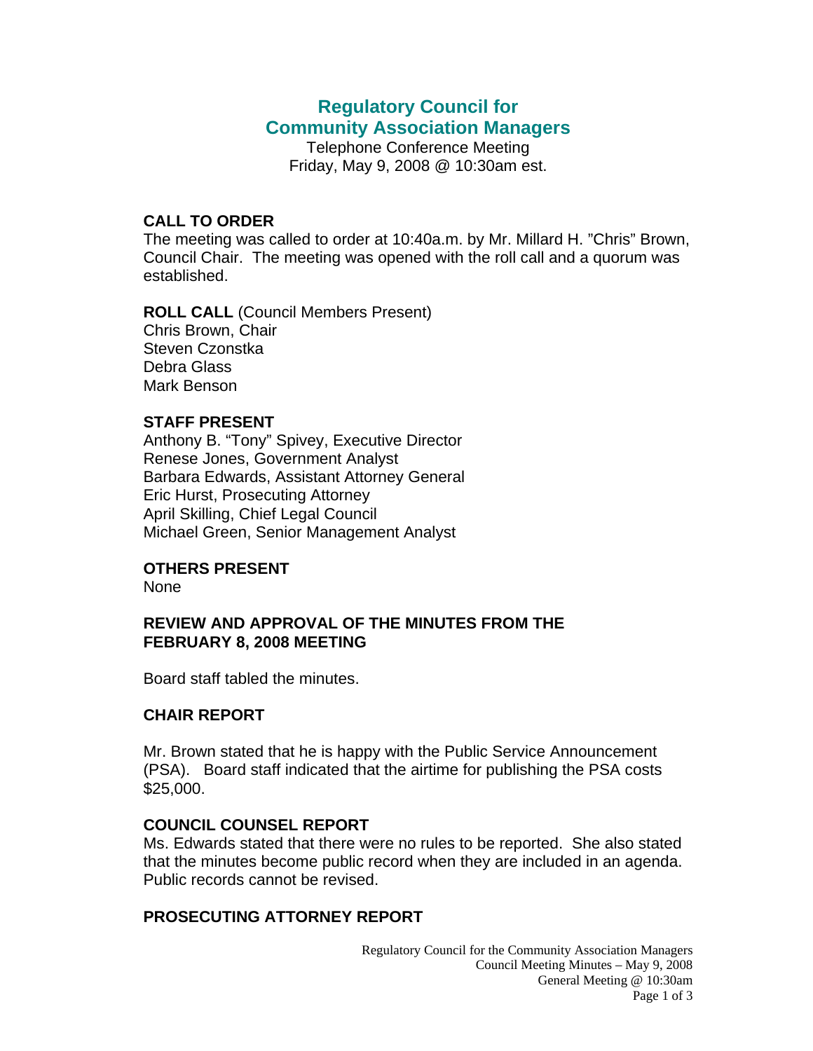# Regulatory Council for Community Association Managers

Telephone Conference Meeting
Friday, May 9, 2008 @ 10:30am est.

## CALL TO ORDER

The meeting was called to order at 10:40a.m. by Mr. Millard H. "Chris" Brown, Council Chair. The meeting was opened with the roll call and a quorum was established.

**ROLL CALL** (Council Members Present)
Chris Brown, Chair
Steven Czonstka
Debra Glass
Mark Benson

## STAFF PRESENT

Anthony B. "Tony" Spivey, Executive Director
Renese Jones, Government Analyst
Barbara Edwards, Assistant Attorney General
Eric Hurst, Prosecuting Attorney
April Skilling, Chief Legal Council
Michael Green, Senior Management Analyst

## OTHERS PRESENT

None

## REVIEW AND APPROVAL OF THE MINUTES FROM THE FEBRUARY 8, 2008 MEETING

Board staff tabled the minutes.

## CHAIR REPORT

Mr. Brown stated that he is happy with the Public Service Announcement (PSA). Board staff indicated that the airtime for publishing the PSA costs $25,000.

## COUNCIL COUNSEL REPORT

Ms. Edwards stated that there were no rules to be reported. She also stated that the minutes become public record when they are included in an agenda. Public records cannot be revised.

## PROSECUTING ATTORNEY REPORT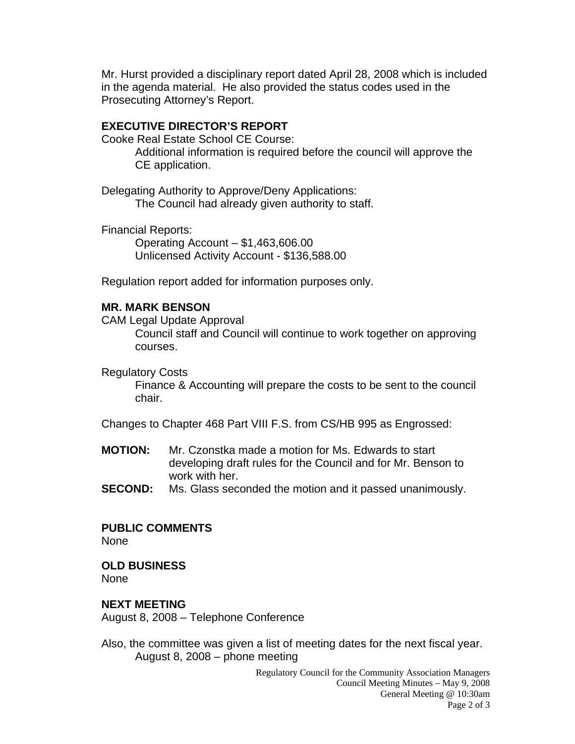Mr. Hurst provided a disciplinary report dated April 28, 2008 which is included in the agenda material. He also provided the status codes used in the Prosecuting Attorney's Report.

**EXECUTIVE DIRECTOR'S REPORT**

Cooke Real Estate School CE Course:

Additional information is required before the council will approve the CE application.

Delegating Authority to Approve/Deny Applications:

The Council had already given authority to staff.

Financial Reports:

Operating Account – $1,463,606.00
Unlicensed Activity Account - $136,588.00

Regulation report added for information purposes only.

**MR. MARK BENSON**

CAM Legal Update Approval

Council staff and Council will continue to work together on approving courses.

Regulatory Costs

Finance & Accounting will prepare the costs to be sent to the council chair.

Changes to Chapter 468 Part VIII F.S. from CS/HB 995 as Engrossed:

**MOTION:** Mr. Czonstka made a motion for Ms. Edwards to start developing draft rules for the Council and for Mr. Benson to work with her.

**SECOND:** Ms. Glass seconded the motion and it passed unanimously.

**PUBLIC COMMENTS**

None

**OLD BUSINESS**

None

**NEXT MEETING**

August 8, 2008 – Telephone Conference

Also, the committee was given a list of meeting dates for the next fiscal year.

August 8, 2008 – phone meeting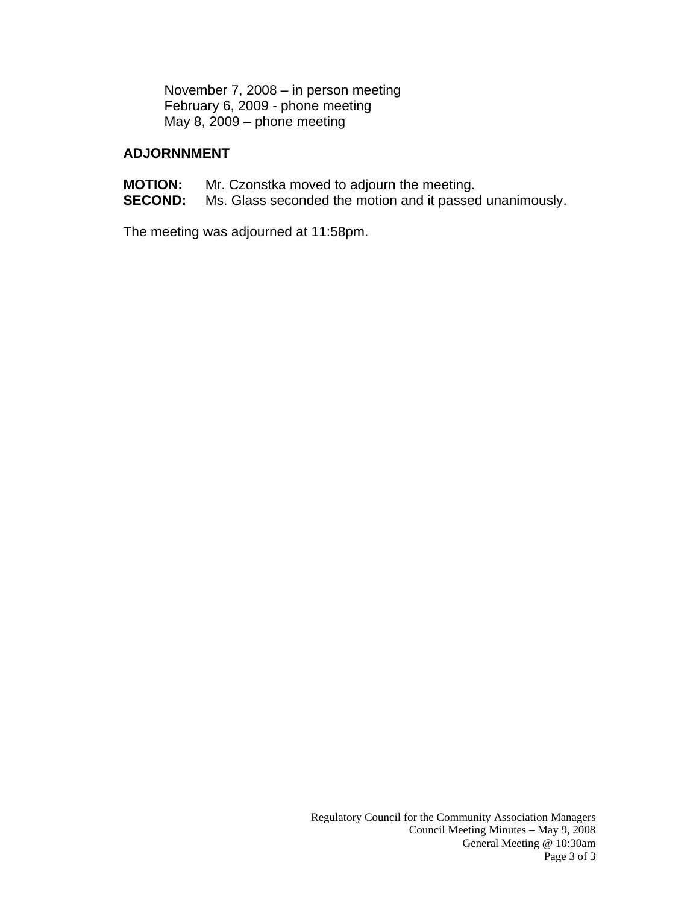November 7, 2008 – in person meeting
February 6, 2009 - phone meeting
May 8, 2009 – phone meeting

## ADJORNNMENT

**MOTION:** Mr. Czonstka moved to adjourn the meeting.
**SECOND:** Ms. Glass seconded the motion and it passed unanimously.

The meeting was adjourned at 11:58pm.